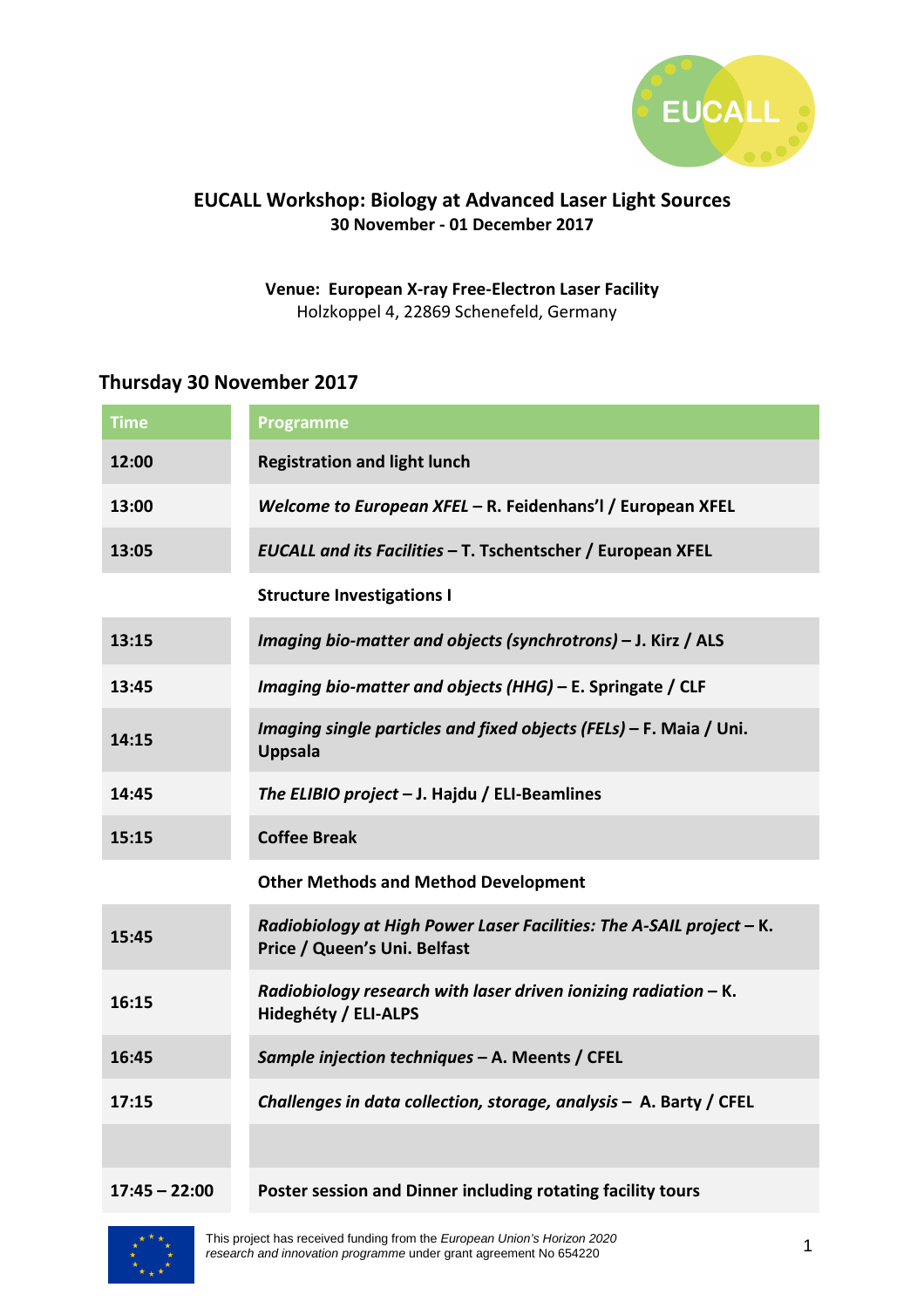# EUCALL Workshop: Biology at Advanced Laser Light Sources

**30 November - 01 December 2017**

**Venue: European X-ray Free-Electron Laser Facility**
Holzkoppel 4, 22869 Schenefeld, Germany

## Thursday 30 November 2017

| Time | Programme |
|---|---|
| **12:00** | **Registration and light lunch** |
| **13:00** | ***Welcome to European XFEL* – R. Feidenhans'l / European XFEL** |
| **13:05** | ***EUCALL and its Facilities* – T. Tschentscher / European XFEL** |
| | **Structure Investigations I** |
| **13:15** | ***Imaging bio-matter and objects (synchrotrons)* – J. Kirz / ALS** |
| **13:45** | ***Imaging bio-matter and objects (HHG)* – E. Springate / CLF** |
| **14:15** | ***Imaging single particles and fixed objects (FELs)* – F. Maia / Uni. Uppsala** |
| **14:45** | ***The ELIBIO project* – J. Hajdu / ELI-Beamlines** |
| **15:15** | **Coffee Break** |
| | **Other Methods and Method Development** |
| **15:45** | ***Radiobiology at High Power Laser Facilities: The A-SAIL project* – K. Price / Queen's Uni. Belfast** |
| **16:15** | ***Radiobiology research with laser driven ionizing radiation* – K. Hideghéty / ELI-ALPS** |
| **16:45** | ***Sample injection techniques* – A. Meents / CFEL** |
| **17:15** | ***Challenges in data collection, storage, analysis* – A. Barty / CFEL** |
| | |
| **17:45 – 22:00** | **Poster session and Dinner including rotating facility tours** |

This project has received funding from the *European Union's Horizon 2020 research and innovation programme* under grant agreement No 654220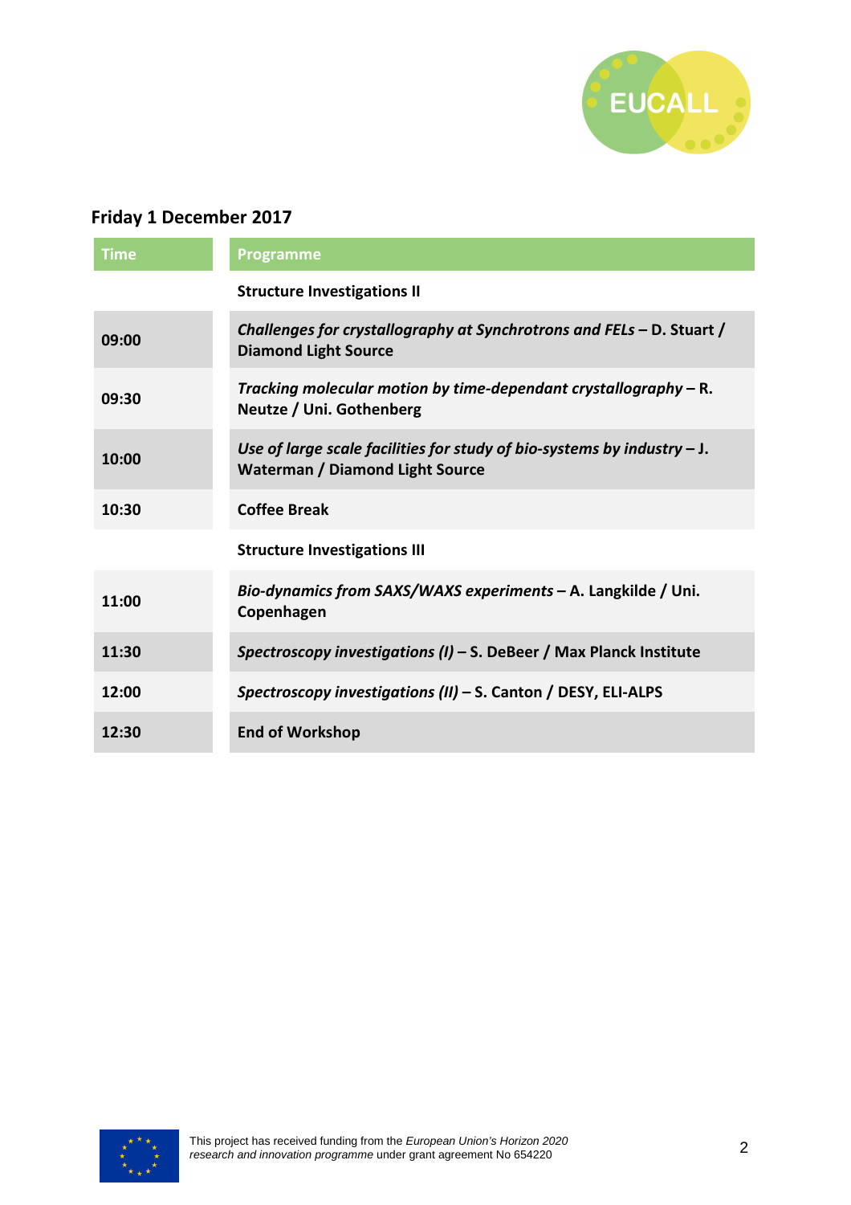## Friday 1 December 2017

| Time | Programme |
|---|---|
| | **Structure Investigations II** |
| **09:00** | ***Challenges for crystallography at Synchrotrons and FELs* – D. Stuart / Diamond Light Source** |
| **09:30** | ***Tracking molecular motion by time-dependant crystallography* – R. Neutze / Uni. Gothenberg** |
| **10:00** | ***Use of large scale facilities for study of bio-systems by industry* – J. Waterman / Diamond Light Source** |
| **10:30** | **Coffee Break** |
| | **Structure Investigations III** |
| **11:00** | ***Bio-dynamics from SAXS/WAXS experiments* – A. Langkilde / Uni. Copenhagen** |
| **11:30** | ***Spectroscopy investigations (I)* – S. DeBeer / Max Planck Institute** |
| **12:00** | ***Spectroscopy investigations (II)* – S. Canton / DESY, ELI-ALPS** |
| **12:30** | **End of Workshop** |

This project has received funding from the *European Union's Horizon 2020 research and innovation programme* under grant agreement No 654220